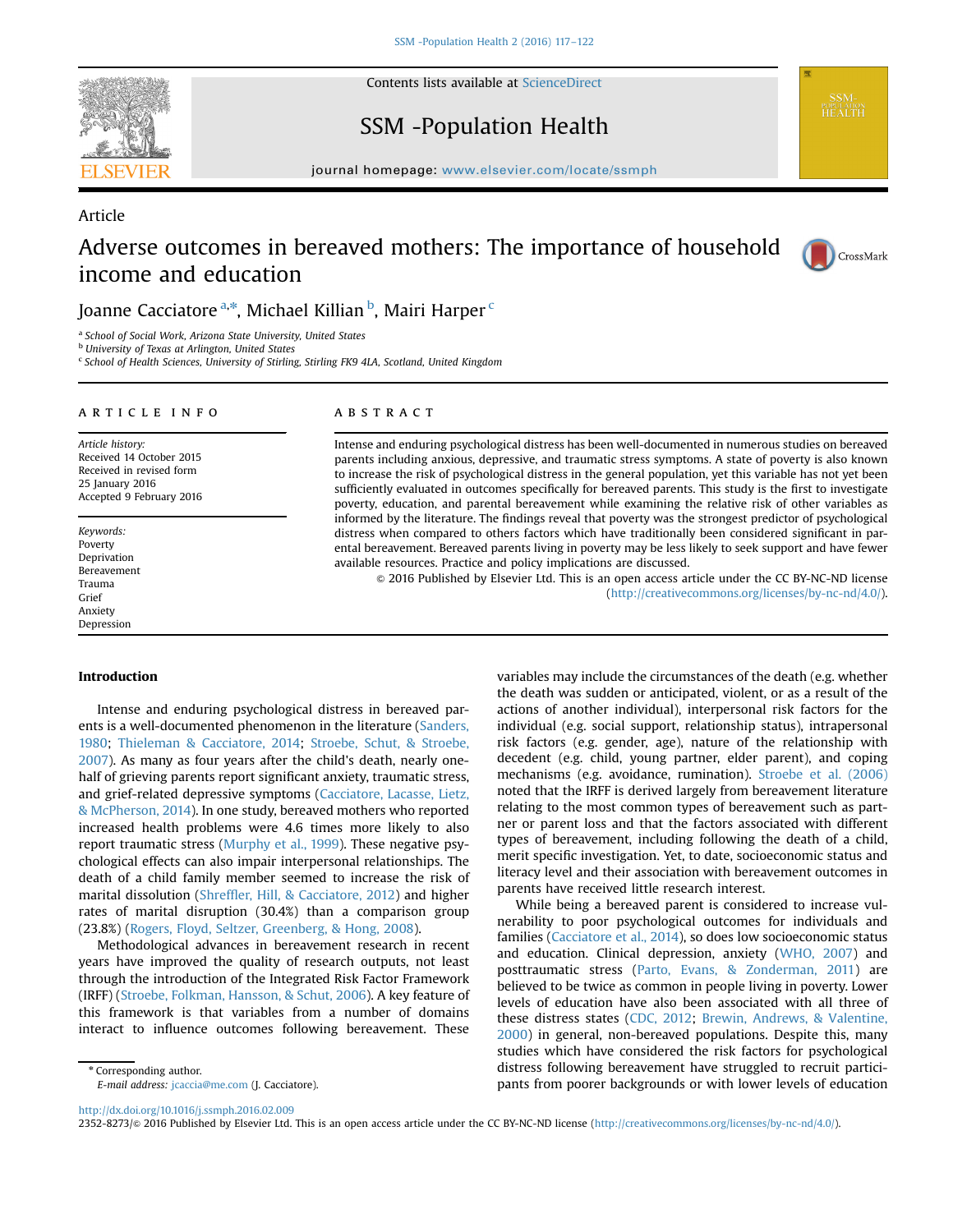Article

# Adverse outcomes in bereaved mothers: The importance of household income and education

Joanne Cacciatore [a,*], Michael Killian [b], Mairi Harper [c]

[a] School of Social Work, Arizona State University, United States
[b] University of Texas at Arlington, United States
[c] School of Health Sciences, University of Stirling, Stirling FK9 4LA, Scotland, United Kingdom

## ARTICLE INFO

*Article history:*
Received 14 October 2015
Received in revised form
25 January 2016
Accepted 9 February 2016

*Keywords:*
Poverty
Deprivation
Bereavement
Trauma
Grief
Anxiety
Depression

## ABSTRACT

Intense and enduring psychological distress has been well-documented in numerous studies on bereaved parents including anxious, depressive, and traumatic stress symptoms. A state of poverty is also known to increase the risk of psychological distress in the general population, yet this variable has not yet been sufficiently evaluated in outcomes specifically for bereaved parents. This study is the first to investigate poverty, education, and parental bereavement while examining the relative risk of other variables as informed by the literature. The findings reveal that poverty was the strongest predictor of psychological distress when compared to others factors which have traditionally been considered significant in parental bereavement. Bereaved parents living in poverty may be less likely to seek support and have fewer available resources. Practice and policy implications are discussed.

© 2016 Published by Elsevier Ltd. This is an open access article under the CC BY-NC-ND license (http://creativecommons.org/licenses/by-nc-nd/4.0/).

## Introduction

Intense and enduring psychological distress in bereaved parents is a well-documented phenomenon in the literature (Sanders, 1980; Thieleman & Cacciatore, 2014; Stroebe, Schut, & Stroebe, 2007). As many as four years after the child's death, nearly one-half of grieving parents report significant anxiety, traumatic stress, and grief-related depressive symptoms (Cacciatore, Lacasse, Lietz, & McPherson, 2014). In one study, bereaved mothers who reported increased health problems were 4.6 times more likely to also report traumatic stress (Murphy et al., 1999). These negative psychological effects can also impair interpersonal relationships. The death of a child family member seemed to increase the risk of marital dissolution (Shreffler, Hill, & Cacciatore, 2012) and higher rates of marital disruption (30.4%) than a comparison group (23.8%) (Rogers, Floyd, Seltzer, Greenberg, & Hong, 2008).

Methodological advances in bereavement research in recent years have improved the quality of research outputs, not least through the introduction of the Integrated Risk Factor Framework (IRFF) (Stroebe, Folkman, Hansson, & Schut, 2006). A key feature of this framework is that variables from a number of domains interact to influence outcomes following bereavement. These variables may include the circumstances of the death (e.g. whether the death was sudden or anticipated, violent, or as a result of the actions of another individual), interpersonal risk factors for the individual (e.g. social support, relationship status), intrapersonal risk factors (e.g. gender, age), nature of the relationship with decedent (e.g. child, young partner, elder parent), and coping mechanisms (e.g. avoidance, rumination). Stroebe et al. (2006) noted that the IRFF is derived largely from bereavement literature relating to the most common types of bereavement such as partner or parent loss and that the factors associated with different types of bereavement, including following the death of a child, merit specific investigation. Yet, to date, socioeconomic status and literacy level and their association with bereavement outcomes in parents have received little research interest.

While being a bereaved parent is considered to increase vulnerability to poor psychological outcomes for individuals and families (Cacciatore et al., 2014), so does low socioeconomic status and education. Clinical depression, anxiety (WHO, 2007) and posttraumatic stress (Parto, Evans, & Zonderman, 2011) are believed to be twice as common in people living in poverty. Lower levels of education have also been associated with all three of these distress states (CDC, 2012; Brewin, Andrews, & Valentine, 2000) in general, non-bereaved populations. Despite this, many studies which have considered the risk factors for psychological distress following bereavement have struggled to recruit participants from poorer backgrounds or with lower levels of education

* Corresponding author.
E-mail address: jcaccia@me.com (J. Cacciatore).

http://dx.doi.org/10.1016/j.ssmph.2016.02.009
2352-8273/© 2016 Published by Elsevier Ltd. This is an open access article under the CC BY-NC-ND license (http://creativecommons.org/licenses/by-nc-nd/4.0/).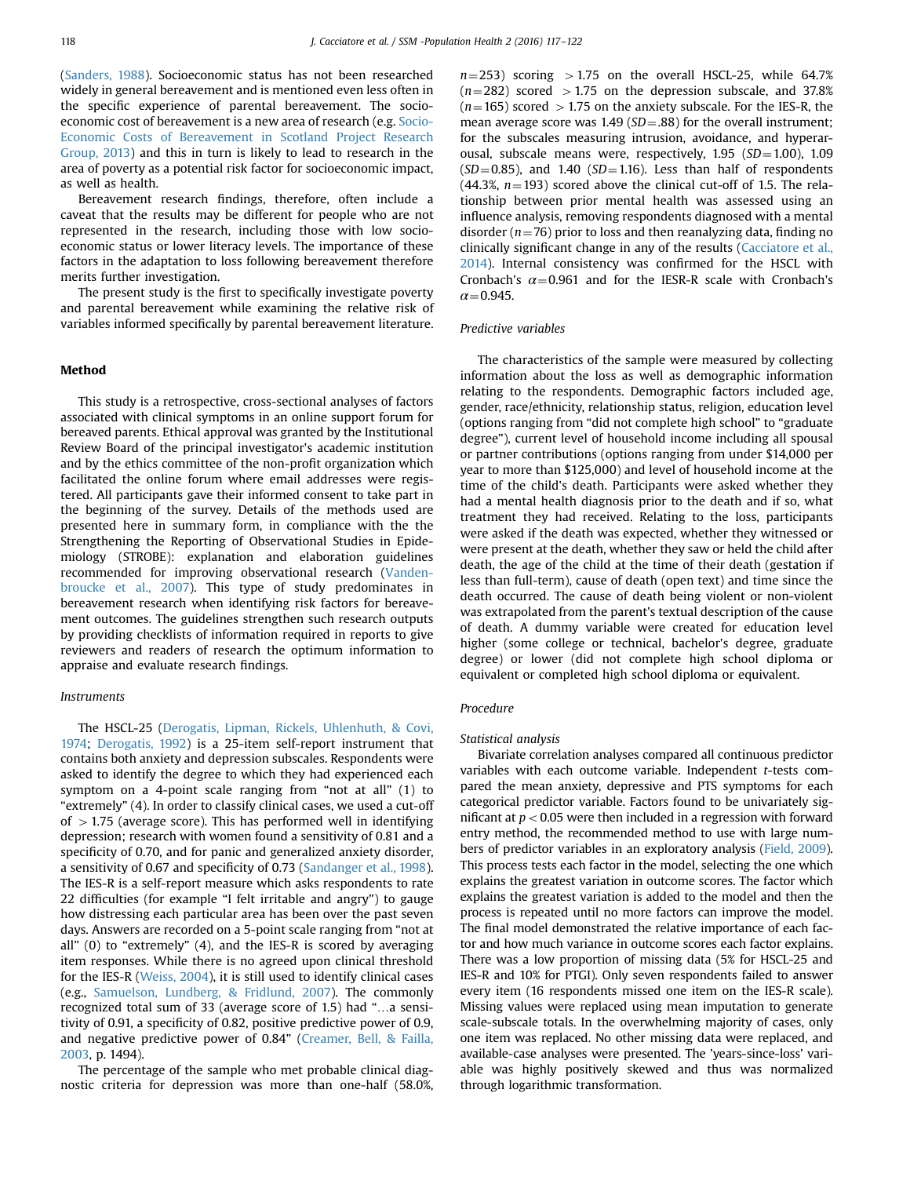(Sanders, 1988). Socioeconomic status has not been researched widely in general bereavement and is mentioned even less often in the specific experience of parental bereavement. The socioeconomic cost of bereavement is a new area of research (e.g. Socio-Economic Costs of Bereavement in Scotland Project Research Group, 2013) and this in turn is likely to lead to research in the area of poverty as a potential risk factor for socioeconomic impact, as well as health.

Bereavement research findings, therefore, often include a caveat that the results may be different for people who are not represented in the research, including those with low socioeconomic status or lower literacy levels. The importance of these factors in the adaptation to loss following bereavement therefore merits further investigation.

The present study is the first to specifically investigate poverty and parental bereavement while examining the relative risk of variables informed specifically by parental bereavement literature.

## Method

This study is a retrospective, cross-sectional analyses of factors associated with clinical symptoms in an online support forum for bereaved parents. Ethical approval was granted by the Institutional Review Board of the principal investigator's academic institution and by the ethics committee of the non-profit organization which facilitated the online forum where email addresses were registered. All participants gave their informed consent to take part in the beginning of the survey. Details of the methods used are presented here in summary form, in compliance with the the Strengthening the Reporting of Observational Studies in Epidemiology (STROBE): explanation and elaboration guidelines recommended for improving observational research (Vandenbroucke et al., 2007). This type of study predominates in bereavement research when identifying risk factors for bereavement outcomes. The guidelines strengthen such research outputs by providing checklists of information required in reports to give reviewers and readers of research the optimum information to appraise and evaluate research findings.

### *Instruments*

The HSCL-25 (Derogatis, Lipman, Rickels, Uhlenhuth, & Covi, 1974; Derogatis, 1992) is a 25-item self-report instrument that contains both anxiety and depression subscales. Respondents were asked to identify the degree to which they had experienced each symptom on a 4-point scale ranging from "not at all" (1) to "extremely" (4). In order to classify clinical cases, we used a cut-off of $>1.75$ (average score). This has performed well in identifying depression; research with women found a sensitivity of 0.81 and a specificity of 0.70, and for panic and generalized anxiety disorder, a sensitivity of 0.67 and specificity of 0.73 (Sandanger et al., 1998). The IES-R is a self-report measure which asks respondents to rate 22 difficulties (for example "I felt irritable and angry") to gauge how distressing each particular area has been over the past seven days. Answers are recorded on a 5-point scale ranging from "not at all" (0) to "extremely" (4), and the IES-R is scored by averaging item responses. While there is no agreed upon clinical threshold for the IES-R (Weiss, 2004), it is still used to identify clinical cases (e.g., Samuelson, Lundberg, & Fridlund, 2007). The commonly recognized total sum of 33 (average score of 1.5) had "…a sensitivity of 0.91, a specificity of 0.82, positive predictive power of 0.9, and negative predictive power of 0.84" (Creamer, Bell, & Failla, 2003, p. 1494).

The percentage of the sample who met probable clinical diagnostic criteria for depression was more than one-half (58.0%, $n=253$) scoring $>1.75$ on the overall HSCL-25, while 64.7% ($n=282$) scored $>1.75$ on the depression subscale, and 37.8% ($n=165$) scored $>1.75$ on the anxiety subscale. For the IES-R, the mean average score was 1.49 ($SD=.88$) for the overall instrument; for the subscales measuring intrusion, avoidance, and hyperarousal, subscale means were, respectively, 1.95 ($SD=1.00$), 1.09 ($SD=0.85$), and 1.40 ($SD=1.16$). Less than half of respondents (44.3%, $n=193$) scored above the clinical cut-off of 1.5. The relationship between prior mental health was assessed using an influence analysis, removing respondents diagnosed with a mental disorder ($n=76$) prior to loss and then reanalyzing data, finding no clinically significant change in any of the results (Cacciatore et al., 2014). Internal consistency was confirmed for the HSCL with Cronbach's $\alpha=0.961$ and for the IESR-R scale with Cronbach's $\alpha=0.945$.

### *Predictive variables*

The characteristics of the sample were measured by collecting information about the loss as well as demographic information relating to the respondents. Demographic factors included age, gender, race/ethnicity, relationship status, religion, education level (options ranging from "did not complete high school" to "graduate degree"), current level of household income including all spousal or partner contributions (options ranging from under \$14,000 per year to more than \$125,000) and level of household income at the time of the child's death. Participants were asked whether they had a mental health diagnosis prior to the death and if so, what treatment they had received. Relating to the loss, participants were asked if the death was expected, whether they witnessed or were present at the death, whether they saw or held the child after death, the age of the child at the time of their death (gestation if less than full-term), cause of death (open text) and time since the death occurred. The cause of death being violent or non-violent was extrapolated from the parent's textual description of the cause of death. A dummy variable were created for education level higher (some college or technical, bachelor's degree, graduate degree) or lower (did not complete high school diploma or equivalent or completed high school diploma or equivalent.

### *Procedure*

#### *Statistical analysis*

Bivariate correlation analyses compared all continuous predictor variables with each outcome variable. Independent *t*-tests compared the mean anxiety, depressive and PTS symptoms for each categorical predictor variable. Factors found to be univariately significant at $p<0.05$ were then included in a regression with forward entry method, the recommended method to use with large numbers of predictor variables in an exploratory analysis (Field, 2009). This process tests each factor in the model, selecting the one which explains the greatest variation in outcome scores. The factor which explains the greatest variation is added to the model and then the process is repeated until no more factors can improve the model. The final model demonstrated the relative importance of each factor and how much variance in outcome scores each factor explains. There was a low proportion of missing data (5% for HSCL-25 and IES-R and 10% for PTGI). Only seven respondents failed to answer every item (16 respondents missed one item on the IES-R scale). Missing values were replaced using mean imputation to generate scale-subscale totals. In the overwhelming majority of cases, only one item was replaced. No other missing data were replaced, and available-case analyses were presented. The 'years-since-loss' variable was highly positively skewed and thus was normalized through logarithmic transformation.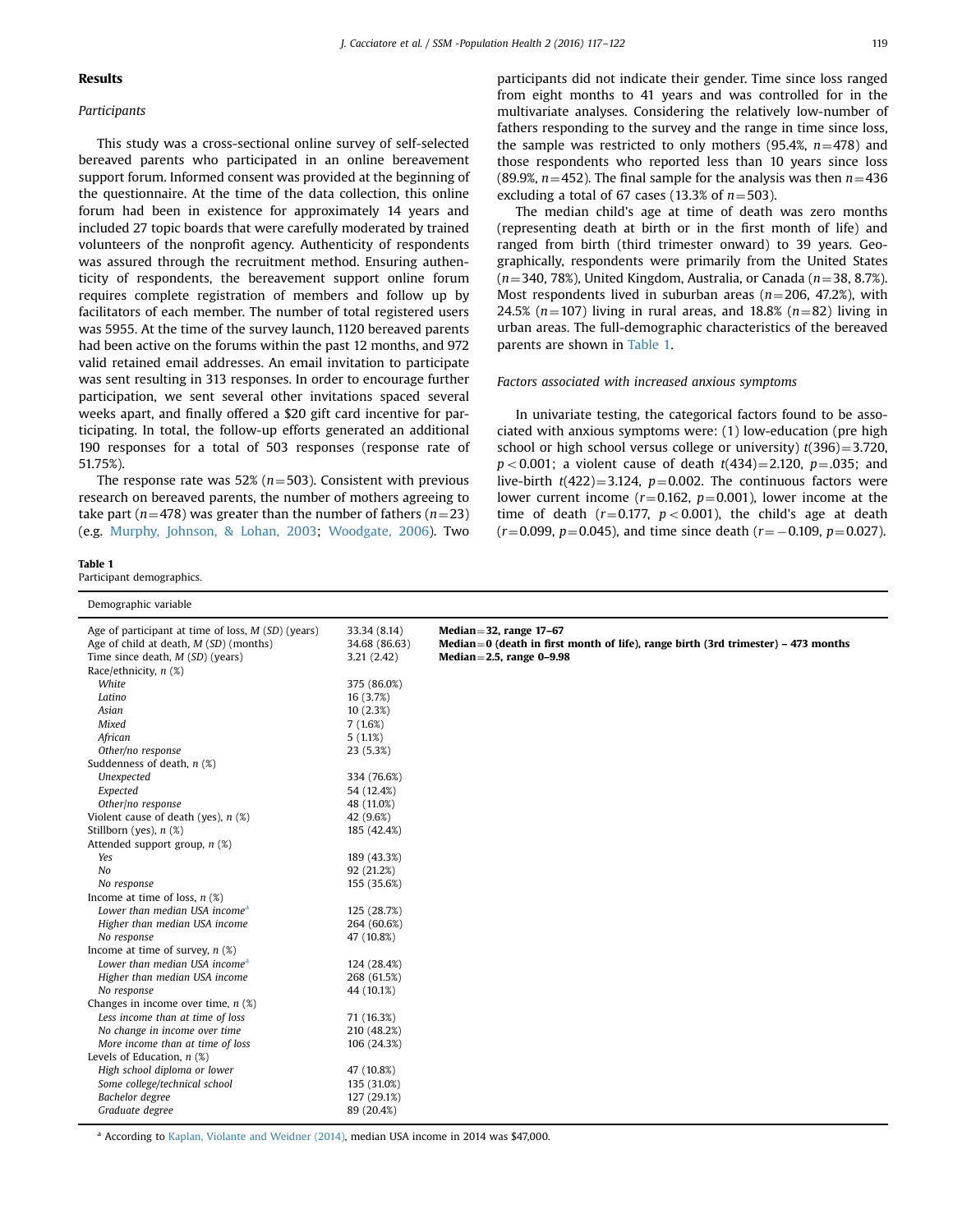## Results

### Participants

This study was a cross-sectional online survey of self-selected bereaved parents who participated in an online bereavement support forum. Informed consent was provided at the beginning of the questionnaire. At the time of the data collection, this online forum had been in existence for approximately 14 years and included 27 topic boards that were carefully moderated by trained volunteers of the nonprofit agency. Authenticity of respondents was assured through the recruitment method. Ensuring authenticity of respondents, the bereavement support online forum requires complete registration of members and follow up by facilitators of each member. The number of total registered users was 5955. At the time of the survey launch, 1120 bereaved parents had been active on the forums within the past 12 months, and 972 valid retained email addresses. An email invitation to participate was sent resulting in 313 responses. In order to encourage further participation, we sent several other invitations spaced several weeks apart, and finally offered a $20 gift card incentive for participating. In total, the follow-up efforts generated an additional 190 responses for a total of 503 responses (response rate of 51.75%).

The response rate was 52% ($n=503$). Consistent with previous research on bereaved parents, the number of mothers agreeing to take part ($n=478$) was greater than the number of fathers ($n=23$) (e.g. Murphy, Johnson, & Lohan, 2003; Woodgate, 2006). Two participants did not indicate their gender. Time since loss ranged from eight months to 41 years and was controlled for in the multivariate analyses. Considering the relatively low-number of fathers responding to the survey and the range in time since loss, the sample was restricted to only mothers (95.4%, $n=478$) and those respondents who reported less than 10 years since loss (89.9%, $n=452$). The final sample for the analysis was then $n=436$ excluding a total of 67 cases (13.3% of $n=503$).

The median child's age at time of death was zero months (representing death at birth or in the first month of life) and ranged from birth (third trimester onward) to 39 years. Geographically, respondents were primarily from the United States ($n=340$, 78%), United Kingdom, Australia, or Canada ($n=38$, 8.7%). Most respondents lived in suburban areas ($n=206$, 47.2%), with 24.5% ($n=107$) living in rural areas, and 18.8% ($n=82$) living in urban areas. The full-demographic characteristics of the bereaved parents are shown in Table 1.

### Factors associated with increased anxious symptoms

In univariate testing, the categorical factors found to be associated with anxious symptoms were: (1) low-education (pre high school or high school versus college or university) $t(396)=3.720$, $p<0.001$; a violent cause of death $t(434)=2.120$, $p=.035$; and live-birth $t(422)=3.124$, $p=0.002$. The continuous factors were lower current income ($r=0.162$, $p=0.001$), lower income at the time of death ($r=0.177$, $p<0.001$), the child's age at death ($r=0.099$, $p=0.045$), and time since death ($r=-0.109$, $p=0.027$).

**Table 1**
Participant demographics.

| Demographic variable | | |
|---|---|---|
| Age of participant at time of loss, *M* (*SD*) (years) | 33.34 (8.14) | **Median=32, range 17–67** |
| Age of child at death, *M* (*SD*) (months) | 34.68 (86.63) | **Median=0 (death in first month of life), range birth (3rd trimester) – 473 months** |
| Time since death, *M* (*SD*) (years) | 3.21 (2.42) | **Median=2.5, range 0–9.98** |
| Race/ethnicity, *n* (%) | | |
| *White* | 375 (86.0%) | |
| *Latino* | 16 (3.7%) | |
| *Asian* | 10 (2.3%) | |
| *Mixed* | 7 (1.6%) | |
| *African* | 5 (1.1%) | |
| *Other/no response* | 23 (5.3%) | |
| Suddenness of death, *n* (%) | | |
| *Unexpected* | 334 (76.6%) | |
| *Expected* | 54 (12.4%) | |
| *Other/no response* | 48 (11.0%) | |
| Violent cause of death (yes), *n* (%) | 42 (9.6%) | |
| Stillborn (yes), *n* (%) | 185 (42.4%) | |
| Attended support group, *n* (%) | | |
| *Yes* | 189 (43.3%) | |
| *No* | 92 (21.2%) | |
| *No response* | 155 (35.6%) | |
| Income at time of loss, *n* (%) | | |
| *Lower than median USA income*[a] | 125 (28.7%) | |
| *Higher than median USA income* | 264 (60.6%) | |
| *No response* | 47 (10.8%) | |
| Income at time of survey, *n* (%) | | |
| *Lower than median USA income*[a] | 124 (28.4%) | |
| *Higher than median USA income* | 268 (61.5%) | |
| *No response* | 44 (10.1%) | |
| Changes in income over time, *n* (%) | | |
| *Less income than at time of loss* | 71 (16.3%) | |
| *No change in income over time* | 210 (48.2%) | |
| *More income than at time of loss* | 106 (24.3%) | |
| Levels of Education, *n* (%) | | |
| *High school diploma or lower* | 47 (10.8%) | |
| *Some college/technical school* | 135 (31.0%) | |
| *Bachelor degree* | 127 (29.1%) | |
| *Graduate degree* | 89 (20.4%) | |

[a] According to Kaplan, Violante and Weidner (2014), median USA income in 2014 was $47,000.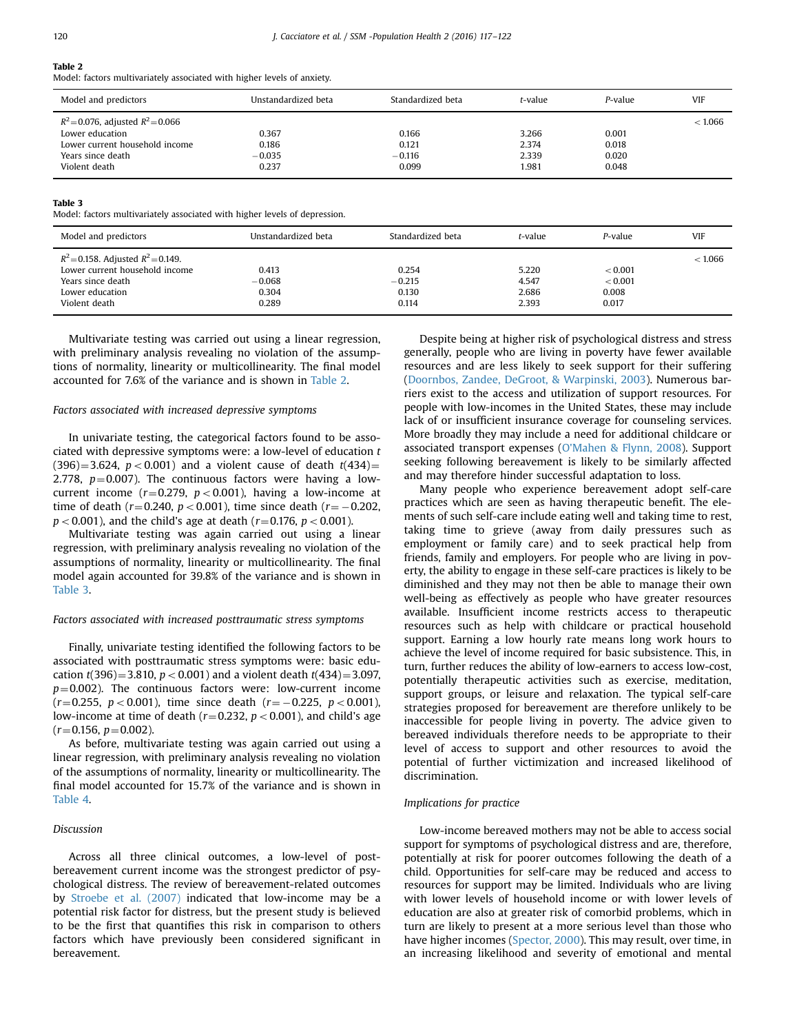**Table 2**
Model: factors multivariately associated with higher levels of anxiety.

| Model and predictors | Unstandardized beta | Standardized beta | *t*-value | *P*-value | VIF |
|---|---|---|---|---|---|
| $R^2=0.076$, adjusted $R^2=0.066$ | | | | | < 1.066 |
| Lower education | 0.367 | 0.166 | 3.266 | 0.001 | |
| Lower current household income | 0.186 | 0.121 | 2.374 | 0.018 | |
| Years since death | −0.035 | −0.116 | 2.339 | 0.020 | |
| Violent death | 0.237 | 0.099 | 1.981 | 0.048 | |

**Table 3**
Model: factors multivariately associated with higher levels of depression.

| Model and predictors | Unstandardized beta | Standardized beta | *t*-value | *P*-value | VIF |
|---|---|---|---|---|---|
| $R^2=0.158$. Adjusted $R^2=0.149$. | | | | | < 1.066 |
| Lower current household income | 0.413 | 0.254 | 5.220 | < 0.001 | |
| Years since death | −0.068 | −0.215 | 4.547 | < 0.001 | |
| Lower education | 0.304 | 0.130 | 2.686 | 0.008 | |
| Violent death | 0.289 | 0.114 | 2.393 | 0.017 | |

Multivariate testing was carried out using a linear regression, with preliminary analysis revealing no violation of the assumptions of normality, linearity or multicollinearity. The final model accounted for 7.6% of the variance and is shown in Table 2.

### *Factors associated with increased depressive symptoms*

In univariate testing, the categorical factors found to be associated with depressive symptoms were: a low-level of education $t(396)=3.624$, $p<0.001$) and a violent cause of death $t(434)=2.778$, $p=0.007$). The continuous factors were having a low-current income ($r=0.279$, $p<0.001$), having a low-income at time of death ($r=0.240$, $p<0.001$), time since death ($r=-0.202$, $p<0.001$), and the child's age at death ($r=0.176$, $p<0.001$).

Multivariate testing was again carried out using a linear regression, with preliminary analysis revealing no violation of the assumptions of normality, linearity or multicollinearity. The final model again accounted for 39.8% of the variance and is shown in Table 3.

### *Factors associated with increased posttraumatic stress symptoms*

Finally, univariate testing identified the following factors to be associated with posttraumatic stress symptoms were: basic education $t(396)=3.810$, $p<0.001$) and a violent death $t(434)=3.097$, $p=0.002$). The continuous factors were: low-current income ($r=0.255$, $p<0.001$), time since death ($r=-0.225$, $p<0.001$), low-income at time of death ($r=0.232$, $p<0.001$), and child's age ($r=0.156$, $p=0.002$).

As before, multivariate testing was again carried out using a linear regression, with preliminary analysis revealing no violation of the assumptions of normality, linearity or multicollinearity. The final model accounted for 15.7% of the variance and is shown in Table 4.

## *Discussion*

Across all three clinical outcomes, a low-level of post-bereavement current income was the strongest predictor of psychological distress. The review of bereavement-related outcomes by Stroebe et al. (2007) indicated that low-income may be a potential risk factor for distress, but the present study is believed to be the first that quantifies this risk in comparison to others factors which have previously been considered significant in bereavement.

Despite being at higher risk of psychological distress and stress generally, people who are living in poverty have fewer available resources and are less likely to seek support for their suffering (Doornbos, Zandee, DeGroot, & Warpinski, 2003). Numerous barriers exist to the access and utilization of support resources. For people with low-incomes in the United States, these may include lack of or insufficient insurance coverage for counseling services. More broadly they may include a need for additional childcare or associated transport expenses (O'Mahen & Flynn, 2008). Support seeking following bereavement is likely to be similarly affected and may therefore hinder successful adaptation to loss.

Many people who experience bereavement adopt self-care practices which are seen as having therapeutic benefit. The elements of such self-care include eating well and taking time to rest, taking time to grieve (away from daily pressures such as employment or family care) and to seek practical help from friends, family and employers. For people who are living in poverty, the ability to engage in these self-care practices is likely to be diminished and they may not then be able to manage their own well-being as effectively as people who have greater resources available. Insufficient income restricts access to therapeutic resources such as help with childcare or practical household support. Earning a low hourly rate means long work hours to achieve the level of income required for basic subsistence. This, in turn, further reduces the ability of low-earners to access low-cost, potentially therapeutic activities such as exercise, meditation, support groups, or leisure and relaxation. The typical self-care strategies proposed for bereavement are therefore unlikely to be inaccessible for people living in poverty. The advice given to bereaved individuals therefore needs to be appropriate to their level of access to support and other resources to avoid the potential of further victimization and increased likelihood of discrimination.

### *Implications for practice*

Low-income bereaved mothers may not be able to access social support for symptoms of psychological distress and are, therefore, potentially at risk for poorer outcomes following the death of a child. Opportunities for self-care may be reduced and access to resources for support may be limited. Individuals who are living with lower levels of household income or with lower levels of education are also at greater risk of comorbid problems, which in turn are likely to present at a more serious level than those who have higher incomes (Spector, 2000). This may result, over time, in an increasing likelihood and severity of emotional and mental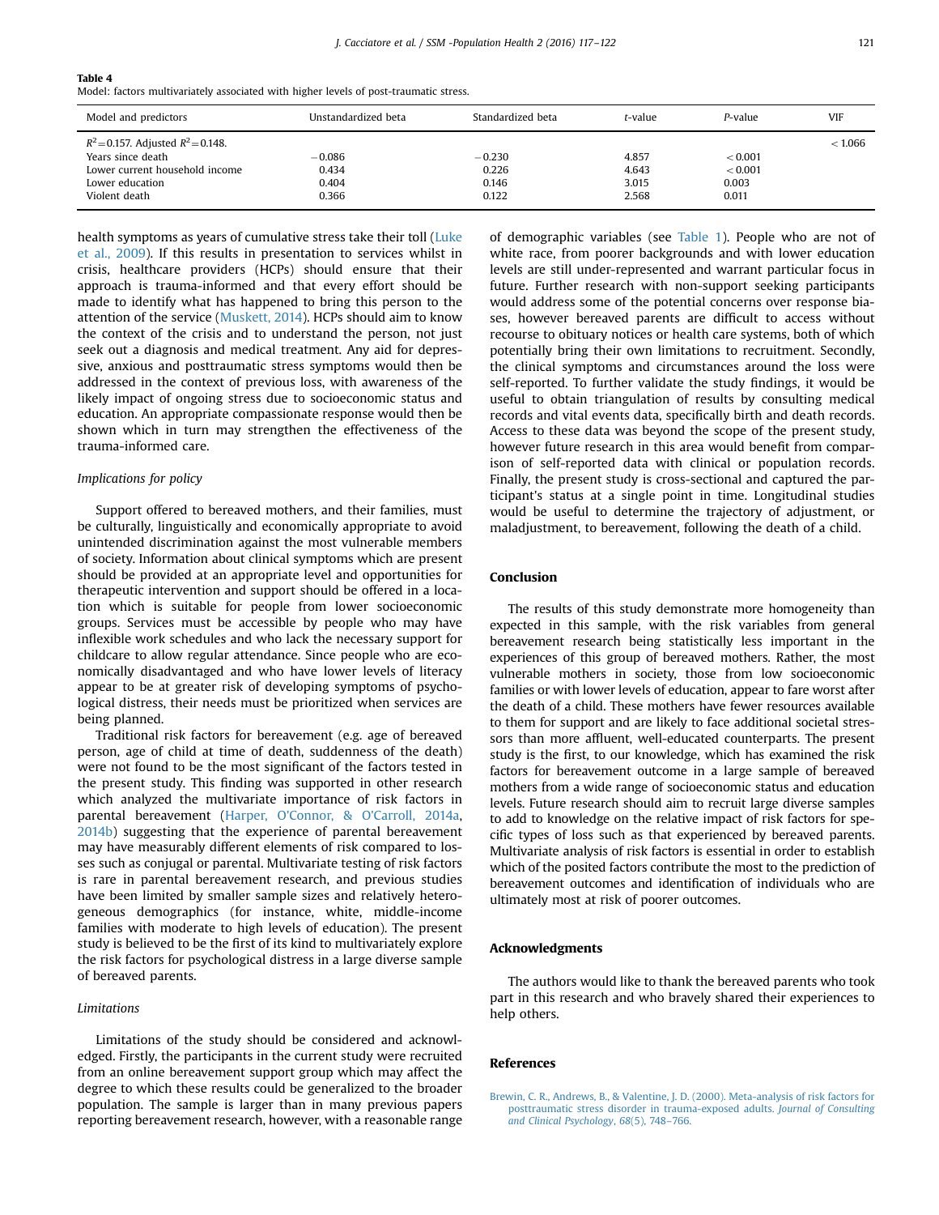**Table 4**
Model: factors multivariately associated with higher levels of post-traumatic stress.

| Model and predictors | Unstandardized beta | Standardized beta | *t*-value | *P*-value | VIF |
|---|---|---|---|---|---|
| $R^2$ = 0.157. Adjusted $R^2$ = 0.148. | | | | | < 1.066 |
| Years since death | −0.086 | −0.230 | 4.857 | < 0.001 | |
| Lower current household income | 0.434 | 0.226 | 4.643 | < 0.001 | |
| Lower education | 0.404 | 0.146 | 3.015 | 0.003 | |
| Violent death | 0.366 | 0.122 | 2.568 | 0.011 | |

health symptoms as years of cumulative stress take their toll (Luke et al., 2009). If this results in presentation to services whilst in crisis, healthcare providers (HCPs) should ensure that their approach is trauma-informed and that every effort should be made to identify what has happened to bring this person to the attention of the service (Muskett, 2014). HCPs should aim to know the context of the crisis and to understand the person, not just seek out a diagnosis and medical treatment. Any aid for depressive, anxious and posttraumatic stress symptoms would then be addressed in the context of previous loss, with awareness of the likely impact of ongoing stress due to socioeconomic status and education. An appropriate compassionate response would then be shown which in turn may strengthen the effectiveness of the trauma-informed care.

### *Implications for policy*

Support offered to bereaved mothers, and their families, must be culturally, linguistically and economically appropriate to avoid unintended discrimination against the most vulnerable members of society. Information about clinical symptoms which are present should be provided at an appropriate level and opportunities for therapeutic intervention and support should be offered in a location which is suitable for people from lower socioeconomic groups. Services must be accessible by people who may have inflexible work schedules and who lack the necessary support for childcare to allow regular attendance. Since people who are economically disadvantaged and who have lower levels of literacy appear to be at greater risk of developing symptoms of psychological distress, their needs must be prioritized when services are being planned.

Traditional risk factors for bereavement (e.g. age of bereaved person, age of child at time of death, suddenness of the death) were not found to be the most significant of the factors tested in the present study. This finding was supported in other research which analyzed the multivariate importance of risk factors in parental bereavement (Harper, O'Connor, & O'Carroll, 2014a, 2014b) suggesting that the experience of parental bereavement may have measurably different elements of risk compared to losses such as conjugal or parental. Multivariate testing of risk factors is rare in parental bereavement research, and previous studies have been limited by smaller sample sizes and relatively heterogeneous demographics (for instance, white, middle-income families with moderate to high levels of education). The present study is believed to be the first of its kind to multivariately explore the risk factors for psychological distress in a large diverse sample of bereaved parents.

### *Limitations*

Limitations of the study should be considered and acknowledged. Firstly, the participants in the current study were recruited from an online bereavement support group which may affect the degree to which these results could be generalized to the broader population. The sample is larger than in many previous papers reporting bereavement research, however, with a reasonable range of demographic variables (see Table 1). People who are not of white race, from poorer backgrounds and with lower education levels are still under-represented and warrant particular focus in future. Further research with non-support seeking participants would address some of the potential concerns over response biases, however bereaved parents are difficult to access without recourse to obituary notices or health care systems, both of which potentially bring their own limitations to recruitment. Secondly, the clinical symptoms and circumstances around the loss were self-reported. To further validate the study findings, it would be useful to obtain triangulation of results by consulting medical records and vital events data, specifically birth and death records. Access to these data was beyond the scope of the present study, however future research in this area would benefit from comparison of self-reported data with clinical or population records. Finally, the present study is cross-sectional and captured the participant's status at a single point in time. Longitudinal studies would be useful to determine the trajectory of adjustment, or maladjustment, to bereavement, following the death of a child.

## Conclusion

The results of this study demonstrate more homogeneity than expected in this sample, with the risk variables from general bereavement research being statistically less important in the experiences of this group of bereaved mothers. Rather, the most vulnerable mothers in society, those from low socioeconomic families or with lower levels of education, appear to fare worst after the death of a child. These mothers have fewer resources available to them for support and are likely to face additional societal stressors than more affluent, well-educated counterparts. The present study is the first, to our knowledge, which has examined the risk factors for bereavement outcome in a large sample of bereaved mothers from a wide range of socioeconomic status and education levels. Future research should aim to recruit large diverse samples to add to knowledge on the relative impact of risk factors for specific types of loss such as that experienced by bereaved parents. Multivariate analysis of risk factors is essential in order to establish which of the posited factors contribute the most to the prediction of bereavement outcomes and identification of individuals who are ultimately most at risk of poorer outcomes.

## Acknowledgments

The authors would like to thank the bereaved parents who took part in this research and who bravely shared their experiences to help others.

## References

Brewin, C. R., Andrews, B., & Valentine, J. D. (2000). Meta-analysis of risk factors for posttraumatic stress disorder in trauma-exposed adults. *Journal of Consulting and Clinical Psychology*, *68*(5), 748–766.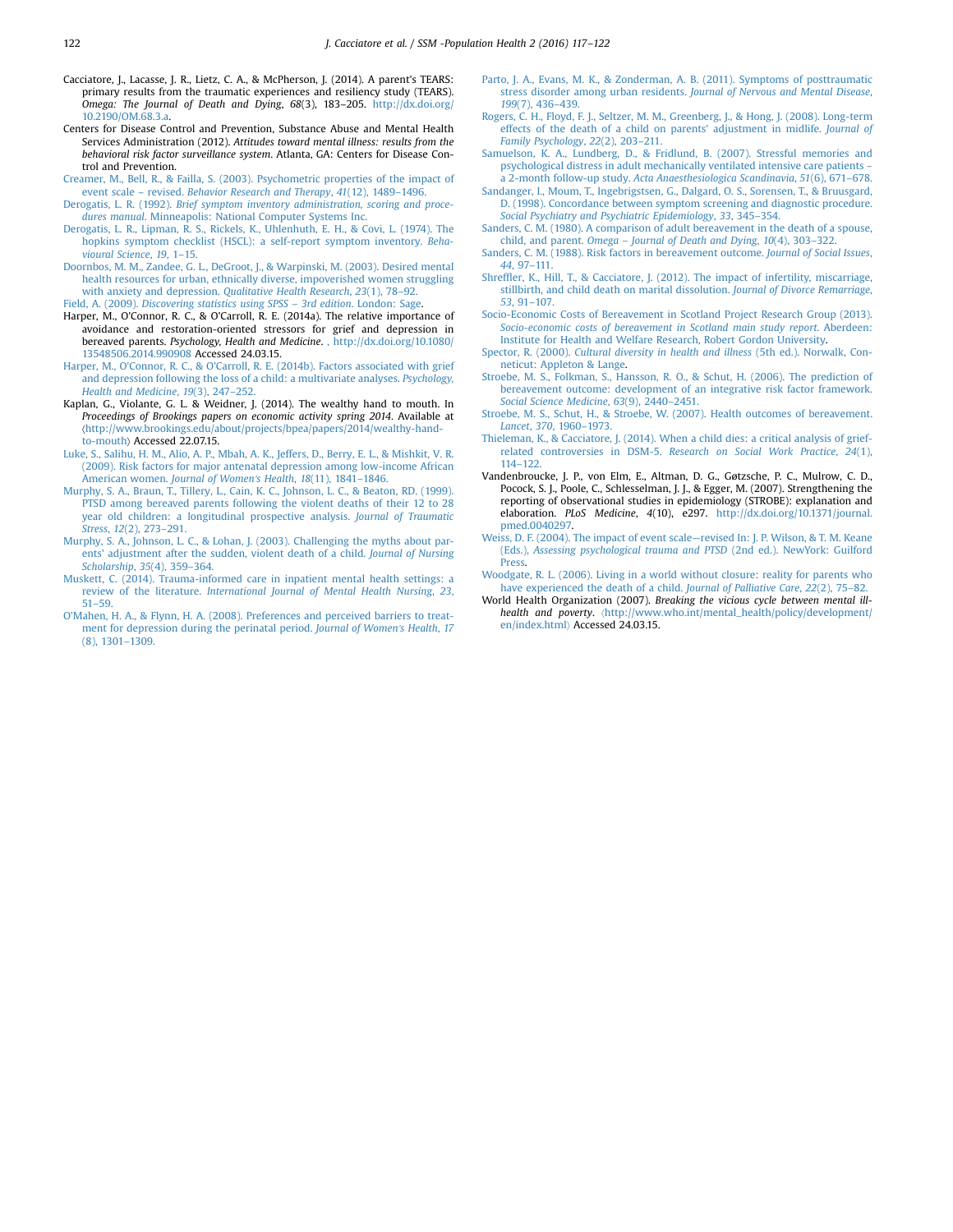Cacciatore, J., Lacasse, J. R., Lietz, C. A., & McPherson, J. (2014). A parent's TEARS: primary results from the traumatic experiences and resiliency study (TEARS). *Omega: The Journal of Death and Dying*, *68*(3), 183–205. http://dx.doi.org/10.2190/OM.68.3.a.

Centers for Disease Control and Prevention, Substance Abuse and Mental Health Services Administration (2012). *Attitudes toward mental illness: results from the behavioral risk factor surveillance system*. Atlanta, GA: Centers for Disease Control and Prevention.

Creamer, M., Bell, R., & Failla, S. (2003). Psychometric properties of the impact of event scale – revised. *Behavior Research and Therapy*, *41*(12), 1489–1496.

Derogatis, L. R. (1992). *Brief symptom inventory administration, scoring and procedures manual*. Minneapolis: National Computer Systems Inc.

Derogatis, L. R., Lipman, R. S., Rickels, K., Uhlenhuth, E. H., & Covi, L. (1974). The hopkins symptom checklist (HSCL): a self-report symptom inventory. *Behavioural Science*, *19*, 1–15.

Doornbos, M. M., Zandee, G. L., DeGroot, J., & Warpinski, M. (2003). Desired mental health resources for urban, ethnically diverse, impoverished women struggling with anxiety and depression. *Qualitative Health Research*, *23*(1), 78–92.

Field, A. (2009). *Discovering statistics using SPSS – 3rd edition*. London: Sage.

Harper, M., O'Connor, R. C., & O'Carroll, R. E. (2014a). The relative importance of avoidance and restoration-oriented stressors for grief and depression in bereaved parents. *Psychology, Health and Medicine*. , http://dx.doi.org/10.1080/13548506.2014.990908 Accessed 24.03.15.

Harper, M., O'Connor, R. C., & O'Carroll, R. E. (2014b). Factors associated with grief and depression following the loss of a child: a multivariate analyses. *Psychology, Health and Medicine*, *19*(3), 247–252.

Kaplan, G., Violante, G. L. & Weidner, J. (2014). The wealthy hand to mouth. In *Proceedings of Brookings papers on economic activity spring 2014*. Available at ⟨http://www.brookings.edu/about/projects/bpea/papers/2014/wealthy-hand-to-mouth⟩ Accessed 22.07.15.

Luke, S., Salihu, H. M., Alio, A. P., Mbah, A. K., Jeffers, D., Berry, E. L., & Mishkit, V. R. (2009). Risk factors for major antenatal depression among low-income African American women. *Journal of Women's Health*, *18*(11), 1841–1846.

Murphy, S. A., Braun, T., Tillery, L., Cain, K. C., Johnson, L. C., & Beaton, RD. (1999). PTSD among bereaved parents following the violent deaths of their 12 to 28 year old children: a longitudinal prospective analysis. *Journal of Traumatic Stress*, *12*(2), 273–291.

Murphy, S. A., Johnson, L. C., & Lohan, J. (2003). Challenging the myths about parents' adjustment after the sudden, violent death of a child. *Journal of Nursing Scholarship*, *35*(4), 359–364.

Muskett, C. (2014). Trauma-informed care in inpatient mental health settings: a review of the literature. *International Journal of Mental Health Nursing*, *23*, 51–59.

O'Mahen, H. A., & Flynn, H. A. (2008). Preferences and perceived barriers to treatment for depression during the perinatal period. *Journal of Women's Health*, *17*(8), 1301–1309.

Parto, J. A., Evans, M. K., & Zonderman, A. B. (2011). Symptoms of posttraumatic stress disorder among urban residents. *Journal of Nervous and Mental Disease*, *199*(7), 436–439.

Rogers, C. H., Floyd, F. J., Seltzer, M. M., Greenberg, J., & Hong, J. (2008). Long-term effects of the death of a child on parents' adjustment in midlife. *Journal of Family Psychology*, *22*(2), 203–211.

Samuelson, K. A., Lundberg, D., & Fridlund, B. (2007). Stressful memories and psychological distress in adult mechanically ventilated intensive care patients – a 2-month follow-up study. *Acta Anaesthesiologica Scandinavia*, *51*(6), 671–678.

Sandanger, I., Moum, T., Ingebrigtsen, G., Dalgard, O. S., Sorensen, T., & Bruusgard, D. (1998). Concordance between symptom screening and diagnostic procedure. *Social Psychiatry and Psychiatric Epidemiology*, *33*, 345–354.

Sanders, C. M. (1980). A comparison of adult bereavement in the death of a spouse, child, and parent. *Omega – Journal of Death and Dying*, *10*(4), 303–322.

Sanders, C. M. (1988). Risk factors in bereavement outcome. *Journal of Social Issues*, *44*, 97–111.

Shreffler, K., Hill, T., & Cacciatore, J. (2012). The impact of infertility, miscarriage, stillbirth, and child death on marital dissolution. *Journal of Divorce Remarriage*, *53*, 91–107.

Socio-Economic Costs of Bereavement in Scotland Project Research Group (2013). *Socio-economic costs of bereavement in Scotland main study report*. Aberdeen: Institute for Health and Welfare Research, Robert Gordon University.

Spector, R. (2000). *Cultural diversity in health and illness* (5th ed.). Norwalk, Conneticut: Appleton & Lange.

Stroebe, M. S., Folkman, S., Hansson, R. O., & Schut, H. (2006). The prediction of bereavement outcome: development of an integrative risk factor framework. *Social Science Medicine*, *63*(9), 2440–2451.

Stroebe, M. S., Schut, H., & Stroebe, W. (2007). Health outcomes of bereavement. *Lancet*, *370*, 1960–1973.

Thieleman, K., & Cacciatore, J. (2014). When a child dies: a critical analysis of grief-related controversies in DSM-5. *Research on Social Work Practice*, *24*(1), 114–122.

Vandenbroucke, J. P., von Elm, E., Altman, D. G., Gøtzsche, P. C., Mulrow, C. D., Pocock, S. J., Poole, C., Schlesselman, J. J., & Egger, M. (2007). Strengthening the reporting of observational studies in epidemiology (STROBE): explanation and elaboration. *PLoS Medicine*, *4*(10), e297. http://dx.doi.org/10.1371/journal.pmed.0040297.

Weiss, D. F. (2004). The impact of event scale—revised In: J. P. Wilson, & T. M. Keane (Eds.), *Assessing psychological trauma and PTSD* (2nd ed.). NewYork: Guilford Press.

Woodgate, R. L. (2006). Living in a world without closure: reality for parents who have experienced the death of a child. *Journal of Palliative Care*, *22*(2), 75–82.

World Health Organization (2007). *Breaking the vicious cycle between mental ill-health and poverty*. ⟨http://www.who.int/mental_health/policy/development/en/index.html⟩ Accessed 24.03.15.